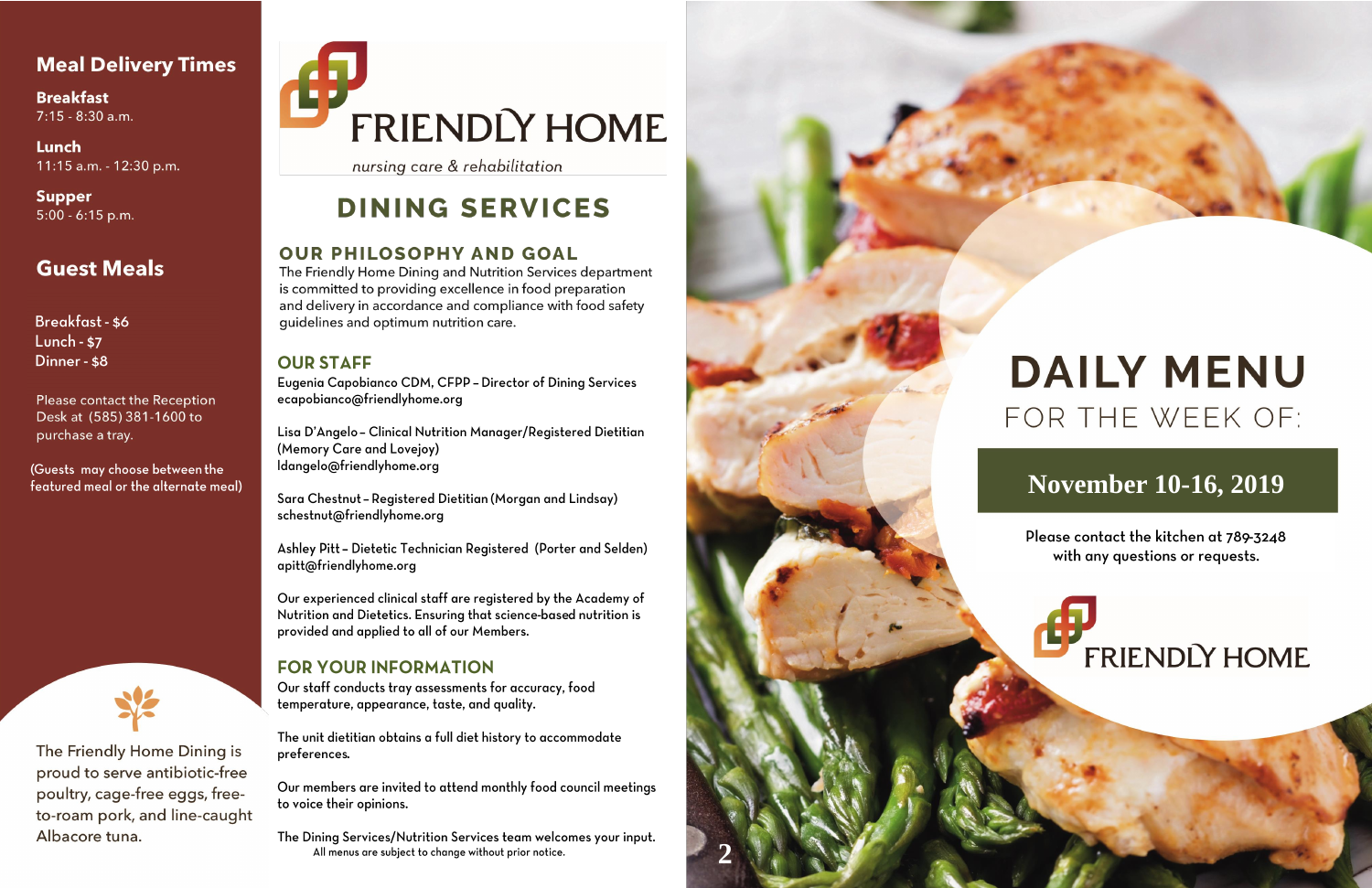## Meal Delivery Times

**Breakfast**
7:15 - 8:30 a.m.

**Lunch**
11:15 a.m. - 12:30 p.m.

**Supper**
5:00 - 6:15 p.m.

## Guest Meals

Breakfast - $6
Lunch - $7
Dinner - $8

Please contact the Reception Desk at (585) 381-1600 to purchase a tray.

(Guests may choose between the featured meal or the alternate meal)

The Friendly Home Dining is proud to serve antibiotic-free poultry, cage-free eggs, free-to-roam pork, and line-caught Albacore tuna.

# FRIENDLY HOME

*nursing care & rehabilitation*

# DINING SERVICES

## OUR PHILOSOPHY AND GOAL

The Friendly Home Dining and Nutrition Services department is committed to providing excellence in food preparation and delivery in accordance and compliance with food safety guidelines and optimum nutrition care.

## OUR STAFF

Eugenia Capobianco CDM, CFPP – Director of Dining Services
ecapobianco@friendlyhome.org

Lisa D'Angelo – Clinical Nutrition Manager/Registered Dietitian (Memory Care and Lovejoy)
ldangelo@friendlyhome.org

Sara Chestnut – Registered Dietitian (Morgan and Lindsay)
schestnut@friendlyhome.org

Ashley Pitt – Dietetic Technician Registered (Porter and Selden)
apitt@friendlyhome.org

Our experienced clinical staff are registered by the Academy of Nutrition and Dietetics. Ensuring that science-based nutrition is provided and applied to all of our Members.

## FOR YOUR INFORMATION

Our staff conducts tray assessments for accuracy, food temperature, appearance, taste, and quality.

The unit dietitian obtains a full diet history to accommodate preferences.

Our members are invited to attend monthly food council meetings to voice their opinions.

The Dining Services/Nutrition Services team welcomes your input.

All menus are subject to change without prior notice.

# DAILY MENU

FOR THE WEEK OF:

**November 10-16, 2019**

Please contact the kitchen at 789-3248 with any questions or requests.

FRIENDLY HOME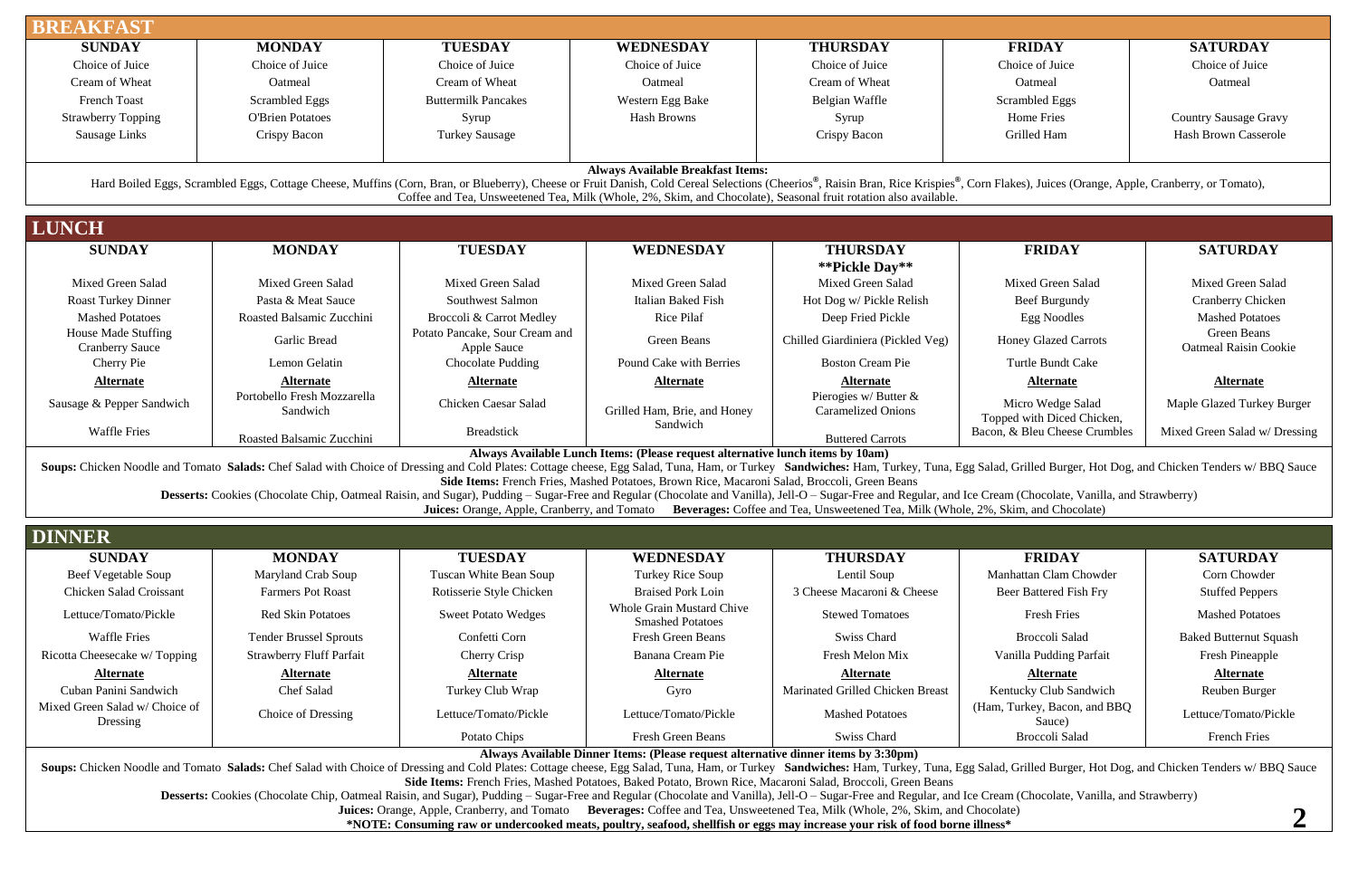## BREAKFAST

| SUNDAY | MONDAY | TUESDAY | WEDNESDAY | THURSDAY | FRIDAY | SATURDAY |
|---|---|---|---|---|---|---|
| Choice of Juice | Choice of Juice | Choice of Juice | Choice of Juice | Choice of Juice | Choice of Juice | Choice of Juice |
| Cream of Wheat | Oatmeal | Cream of Wheat | Oatmeal | Cream of Wheat | Oatmeal | Oatmeal |
| French Toast | Scrambled Eggs | Buttermilk Pancakes | Western Egg Bake | Belgian Waffle | Scrambled Eggs | |
| Strawberry Topping | O'Brien Potatoes | Syrup | Hash Browns | Syrup | Home Fries | Country Sausage Gravy |
| Sausage Links | Crispy Bacon | Turkey Sausage | | Crispy Bacon | Grilled Ham | Hash Brown Casserole |

**Always Available Breakfast Items:**
Hard Boiled Eggs, Scrambled Eggs, Cottage Cheese, Muffins (Corn, Bran, or Blueberry), Cheese or Fruit Danish, Cold Cereal Selections (Cheerios®, Raisin Bran, Rice Krispies®, Corn Flakes), Juices (Orange, Apple, Cranberry, or Tomato), Coffee and Tea, Unsweetened Tea, Milk (Whole, 2%, Skim, and Chocolate), Seasonal fruit rotation also available.

## LUNCH

| SUNDAY | MONDAY | TUESDAY | WEDNESDAY | THURSDAY **Pickle Day** | FRIDAY | SATURDAY |
|---|---|---|---|---|---|---|
| Mixed Green Salad | Mixed Green Salad | Mixed Green Salad | Mixed Green Salad | Mixed Green Salad | Mixed Green Salad | Mixed Green Salad |
| Roast Turkey Dinner | Pasta & Meat Sauce | Southwest Salmon | Italian Baked Fish | Hot Dog w/ Pickle Relish | Beef Burgundy | Cranberry Chicken |
| Mashed Potatoes | Roasted Balsamic Zucchini | Broccoli & Carrot Medley | Rice Pilaf | Deep Fried Pickle | Egg Noodles | Mashed Potatoes |
| House Made Stuffing Cranberry Sauce | Garlic Bread | Potato Pancake, Sour Cream and Apple Sauce | Green Beans | Chilled Giardiniera (Pickled Veg) | Honey Glazed Carrots | Green Beans Oatmeal Raisin Cookie |
| Cherry Pie | Lemon Gelatin | Chocolate Pudding | Pound Cake with Berries | Boston Cream Pie | Turtle Bundt Cake | |
| **Alternate** | **Alternate** | **Alternate** | **Alternate** | **Alternate** | **Alternate** | **Alternate** |
| Sausage & Pepper Sandwich | Portobello Fresh Mozzarella Sandwich | Chicken Caesar Salad | Grilled Ham, Brie, and Honey Sandwich | Pierogies w/ Butter & Caramelized Onions | Micro Wedge Salad Topped with Diced Chicken, Bacon, & Bleu Cheese Crumbles | Maple Glazed Turkey Burger |
| Waffle Fries | Roasted Balsamic Zucchini | Breadstick | | Buttered Carrots | | Mixed Green Salad w/ Dressing |

**Always Available Lunch Items: (Please request alternative lunch items by 10am)**
**Soups:** Chicken Noodle and Tomato **Salads:** Chef Salad with Choice of Dressing and Cold Plates: Cottage cheese, Egg Salad, Tuna, Ham, or Turkey **Sandwiches:** Ham, Turkey, Tuna, Egg Salad, Grilled Burger, Hot Dog, and Chicken Tenders w/ BBQ Sauce
**Side Items:** French Fries, Mashed Potatoes, Brown Rice, Macaroni Salad, Broccoli, Green Beans
**Desserts:** Cookies (Chocolate Chip, Oatmeal Raisin, and Sugar), Pudding – Sugar-Free and Regular (Chocolate and Vanilla), Jell-O – Sugar-Free and Regular, and Ice Cream (Chocolate, Vanilla, and Strawberry)
**Juices:** Orange, Apple, Cranberry, and Tomato **Beverages:** Coffee and Tea, Unsweetened Tea, Milk (Whole, 2%, Skim, and Chocolate)

## DINNER

| SUNDAY | MONDAY | TUESDAY | WEDNESDAY | THURSDAY | FRIDAY | SATURDAY |
|---|---|---|---|---|---|---|
| Beef Vegetable Soup | Maryland Crab Soup | Tuscan White Bean Soup | Turkey Rice Soup | Lentil Soup | Manhattan Clam Chowder | Corn Chowder |
| Chicken Salad Croissant | Farmers Pot Roast | Rotisserie Style Chicken | Braised Pork Loin | 3 Cheese Macaroni & Cheese | Beer Battered Fish Fry | Stuffed Peppers |
| Lettuce/Tomato/Pickle | Red Skin Potatoes | Sweet Potato Wedges | Whole Grain Mustard Chive Smashed Potatoes | Stewed Tomatoes | Fresh Fries | Mashed Potatoes |
| Waffle Fries | Tender Brussel Sprouts | Confetti Corn | Fresh Green Beans | Swiss Chard | Broccoli Salad | Baked Butternut Squash |
| Ricotta Cheesecake w/ Topping | Strawberry Fluff Parfait | Cherry Crisp | Banana Cream Pie | Fresh Melon Mix | Vanilla Pudding Parfait | Fresh Pineapple |
| **Alternate** | **Alternate** | **Alternate** | **Alternate** | **Alternate** | **Alternate** | **Alternate** |
| Cuban Panini Sandwich | Chef Salad | Turkey Club Wrap | Gyro | Marinated Grilled Chicken Breast | Kentucky Club Sandwich | Reuben Burger |
| Mixed Green Salad w/ Choice of Dressing | Choice of Dressing | Lettuce/Tomato/Pickle | Lettuce/Tomato/Pickle | Mashed Potatoes | (Ham, Turkey, Bacon, and BBQ Sauce) | Lettuce/Tomato/Pickle |
| | | Potato Chips | Fresh Green Beans | Swiss Chard | Broccoli Salad | French Fries |

**Always Available Dinner Items: (Please request alternative dinner items by 3:30pm)**
**Soups:** Chicken Noodle and Tomato **Salads:** Chef Salad with Choice of Dressing and Cold Plates: Cottage cheese, Egg Salad, Tuna, Ham, or Turkey **Sandwiches:** Ham, Turkey, Tuna, Egg Salad, Grilled Burger, Hot Dog, and Chicken Tenders w/ BBQ Sauce
**Side Items:** French Fries, Mashed Potatoes, Baked Potato, Brown Rice, Macaroni Salad, Broccoli, Green Beans
**Desserts:** Cookies (Chocolate Chip, Oatmeal Raisin, and Sugar), Pudding – Sugar-Free and Regular (Chocolate and Vanilla), Jell-O – Sugar-Free and Regular, and Ice Cream (Chocolate, Vanilla, and Strawberry)
**Juices:** Orange, Apple, Cranberry, and Tomato **Beverages:** Coffee and Tea, Unsweetened Tea, Milk (Whole, 2%, Skim, and Chocolate)
**\*NOTE: Consuming raw or undercooked meats, poultry, seafood, shellfish or eggs may increase your risk of food borne illness\***